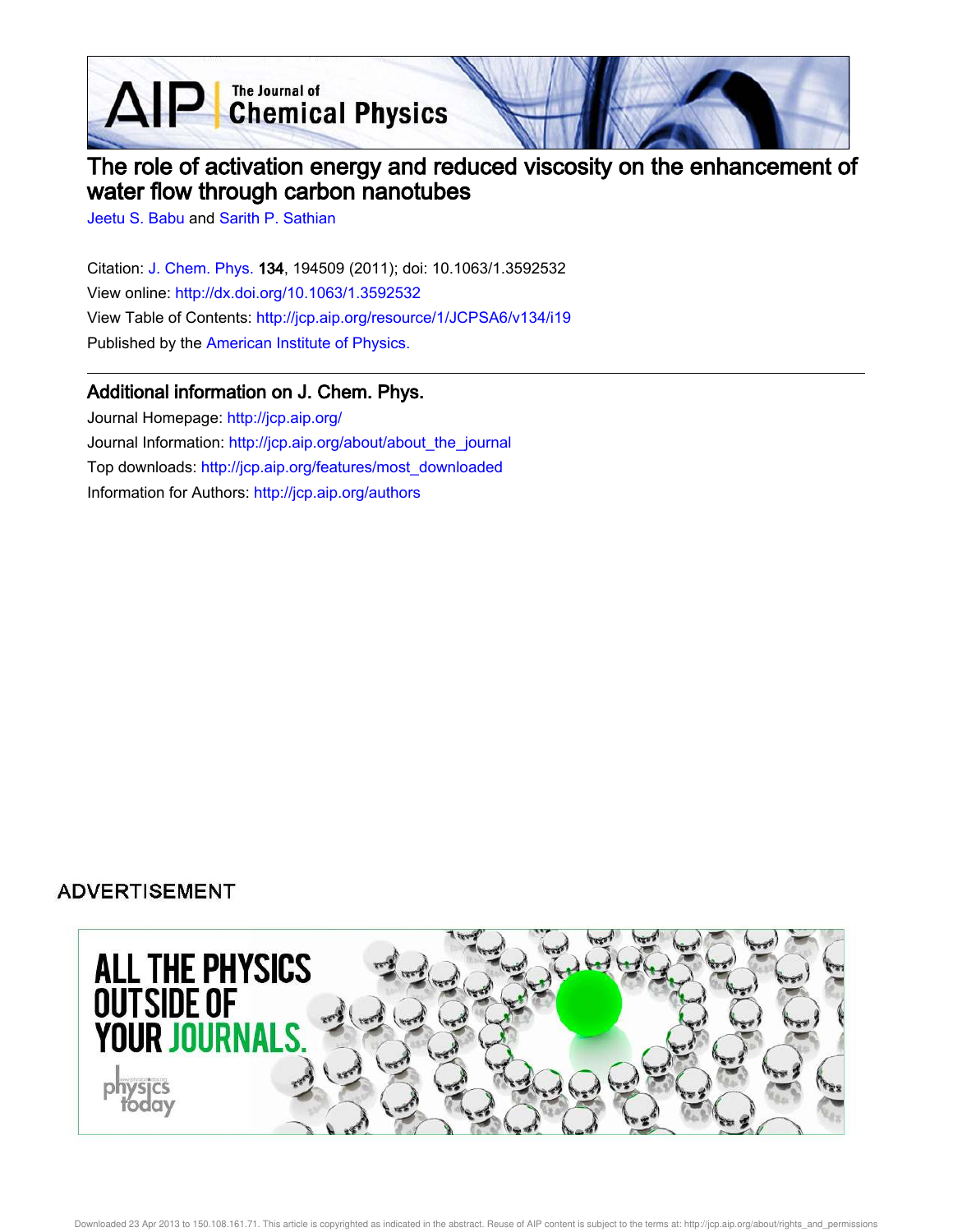# The role of activation energy and reduced viscosity on the enhancement of water flow through carbon nanotubes

Jeetu S. Babu and Sarith P. Sathian

Citation: J. Chem. Phys. **134**, 194509 (2011); doi: 10.1063/1.3592532

View online: http://dx.doi.org/10.1063/1.3592532

View Table of Contents: http://jcp.aip.org/resource/1/JCPSA6/v134/i19

Published by the American Institute of Physics.

## Additional information on J. Chem. Phys.

Journal Homepage: http://jcp.aip.org/

Journal Information: http://jcp.aip.org/about/about_the_journal

Top downloads: http://jcp.aip.org/features/most_downloaded

Information for Authors: http://jcp.aip.org/authors

ADVERTISEMENT

ALL THE PHYSICS OUTSIDE OF YOUR JOURNALS.

physics today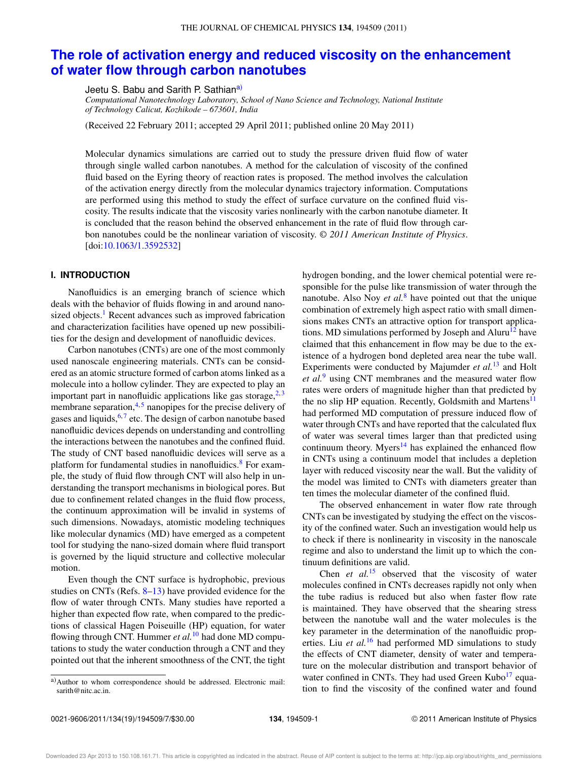# The role of activation energy and reduced viscosity on the enhancement of water flow through carbon nanotubes

Jeetu S. Babu and Sarith P. Sathian[a)]

*Computational Nanotechnology Laboratory, School of Nano Science and Technology, National Institute of Technology Calicut, Kozhikode – 673601, India*

(Received 22 February 2011; accepted 29 April 2011; published online 20 May 2011)

Molecular dynamics simulations are carried out to study the pressure driven fluid flow of water through single walled carbon nanotubes. A method for the calculation of viscosity of the confined fluid based on the Eyring theory of reaction rates is proposed. The method involves the calculation of the activation energy directly from the molecular dynamics trajectory information. Computations are performed using this method to study the effect of surface curvature on the confined fluid viscosity. The results indicate that the viscosity varies nonlinearly with the carbon nanotube diameter. It is concluded that the reason behind the observed enhancement in the rate of fluid flow through carbon nanotubes could be the nonlinear variation of viscosity. *© 2011 American Institute of Physics*. [doi:10.1063/1.3592532]

## I. INTRODUCTION

Nanofluidics is an emerging branch of science which deals with the behavior of fluids flowing in and around nanosized objects.[1] Recent advances such as improved fabrication and characterization facilities have opened up new possibilities for the design and development of nanofluidic devices.

Carbon nanotubes (CNTs) are one of the most commonly used nanoscale engineering materials. CNTs can be considered as an atomic structure formed of carbon atoms linked as a molecule into a hollow cylinder. They are expected to play an important part in nanofluidic applications like gas storage,[2,3] membrane separation,[4,5] nanopipes for the precise delivery of gases and liquids,[6,7] etc. The design of carbon nanotube based nanofluidic devices depends on understanding and controlling the interactions between the nanotubes and the confined fluid. The study of CNT based nanofluidic devices will serve as a platform for fundamental studies in nanofluidics.[8] For example, the study of fluid flow through CNT will also help in understanding the transport mechanisms in biological pores. But due to confinement related changes in the fluid flow process, the continuum approximation will be invalid in systems of such dimensions. Nowadays, atomistic modeling techniques like molecular dynamics (MD) have emerged as a competent tool for studying the nano-sized domain where fluid transport is governed by the liquid structure and collective molecular motion.

Even though the CNT surface is hydrophobic, previous studies on CNTs (Refs. 8–13) have provided evidence for the flow of water through CNTs. Many studies have reported a higher than expected flow rate, when compared to the predictions of classical Hagen Poiseuille (HP) equation, for water flowing through CNT. Hummer *et al.*[10] had done MD computations to study the water conduction through a CNT and they pointed out that the inherent smoothness of the CNT, the tight hydrogen bonding, and the lower chemical potential were responsible for the pulse like transmission of water through the nanotube. Also Noy *et al.*[8] have pointed out that the unique combination of extremely high aspect ratio with small dimensions makes CNTs an attractive option for transport applications. MD simulations performed by Joseph and Aluru[12] have claimed that this enhancement in flow may be due to the existence of a hydrogen bond depleted area near the tube wall. Experiments were conducted by Majumder *et al.*[13] and Holt *et al.*[9] using CNT membranes and the measured water flow rates were orders of magnitude higher than that predicted by the no slip HP equation. Recently, Goldsmith and Martens[11] had performed MD computation of pressure induced flow of water through CNTs and have reported that the calculated flux of water was several times larger than that predicted using continuum theory. Myers[14] has explained the enhanced flow in CNTs using a continuum model that includes a depletion layer with reduced viscosity near the wall. But the validity of the model was limited to CNTs with diameters greater than ten times the molecular diameter of the confined fluid.

The observed enhancement in water flow rate through CNTs can be investigated by studying the effect on the viscosity of the confined water. Such an investigation would help us to check if there is nonlinearity in viscosity in the nanoscale regime and also to understand the limit up to which the continuum definitions are valid.

Chen *et al.*[15] observed that the viscosity of water molecules confined in CNTs decreases rapidly not only when the tube radius is reduced but also when faster flow rate is maintained. They have observed that the shearing stress between the nanotube wall and the water molecules is the key parameter in the determination of the nanofluidic properties. Liu *et al.*[16] had performed MD simulations to study the effects of CNT diameter, density of water and temperature on the molecular distribution and transport behavior of water confined in CNTs. They had used Green Kubo[17] equation to find the viscosity of the confined water and found

[a)]Author to whom correspondence should be addressed. Electronic mail: sarith@nitc.ac.in.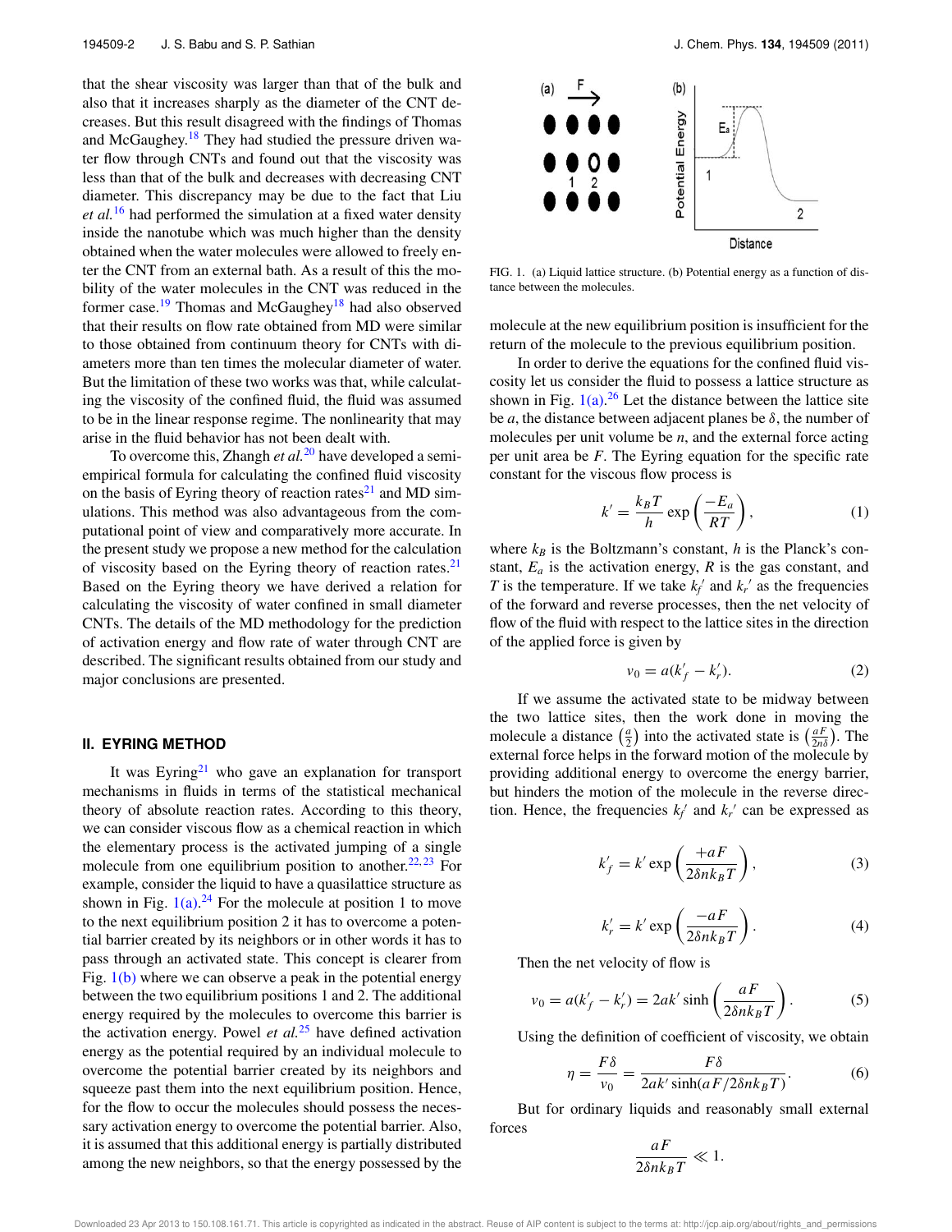that the shear viscosity was larger than that of the bulk and also that it increases sharply as the diameter of the CNT decreases. But this result disagreed with the findings of Thomas and McGaughey.[18] They had studied the pressure driven water flow through CNTs and found out that the viscosity was less than that of the bulk and decreases with decreasing CNT diameter. This discrepancy may be due to the fact that Liu *et al.*[16] had performed the simulation at a fixed water density inside the nanotube which was much higher than the density obtained when the water molecules were allowed to freely enter the CNT from an external bath. As a result of this the mobility of the water molecules in the CNT was reduced in the former case.[19] Thomas and McGaughey[18] had also observed that their results on flow rate obtained from MD were similar to those obtained from continuum theory for CNTs with diameters more than ten times the molecular diameter of water. But the limitation of these two works was that, while calculating the viscosity of the confined fluid, the fluid was assumed to be in the linear response regime. The nonlinearity that may arise in the fluid behavior has not been dealt with.

To overcome this, Zhangh *et al.*[20] have developed a semi-empirical formula for calculating the confined fluid viscosity on the basis of Eyring theory of reaction rates[21] and MD simulations. This method was also advantageous from the computational point of view and comparatively more accurate. In the present study we propose a new method for the calculation of viscosity based on the Eyring theory of reaction rates.[21] Based on the Eyring theory we have derived a relation for calculating the viscosity of water confined in small diameter CNTs. The details of the MD methodology for the prediction of activation energy and flow rate of water through CNT are described. The significant results obtained from our study and major conclusions are presented.

## II. EYRING METHOD

It was Eyring[21] who gave an explanation for transport mechanisms in fluids in terms of the statistical mechanical theory of absolute reaction rates. According to this theory, we can consider viscous flow as a chemical reaction in which the elementary process is the activated jumping of a single molecule from one equilibrium position to another.[22,23] For example, consider the liquid to have a quasilattice structure as shown in Fig. 1(a).[24] For the molecule at position 1 to move to the next equilibrium position 2 it has to overcome a potential barrier created by its neighbors or in other words it has to pass through an activated state. This concept is clearer from Fig. 1(b) where we can observe a peak in the potential energy between the two equilibrium positions 1 and 2. The additional energy required by the molecules to overcome this barrier is the activation energy. Powel *et al.*[25] have defined activation energy as the potential required by an individual molecule to overcome the potential barrier created by its neighbors and squeeze past them into the next equilibrium position. Hence, for the flow to occur the molecules should possess the necessary activation energy to overcome the potential barrier. Also, it is assumed that this additional energy is partially distributed among the new neighbors, so that the energy possessed by the molecule at the new equilibrium position is insufficient for the return of the molecule to the previous equilibrium position.

FIG. 1. (a) Liquid lattice structure. (b) Potential energy as a function of distance between the molecules.

In order to derive the equations for the confined fluid viscosity let us consider the fluid to possess a lattice structure as shown in Fig. 1(a).[26] Let the distance between the lattice site be $a$, the distance between adjacent planes be $\delta$, the number of molecules per unit volume be $n$, and the external force acting per unit area be $F$. The Eyring equation for the specific rate constant for the viscous flow process is

$$k' = \frac{k_B T}{h} \exp\left(\frac{-E_a}{RT}\right), \tag{1}$$

where $k_B$ is the Boltzmann's constant, $h$ is the Planck's constant, $E_a$ is the activation energy, $R$ is the gas constant, and $T$ is the temperature. If we take $k_f{}'$ and $k_r{}'$ as the frequencies of the forward and reverse processes, then the net velocity of flow of the fluid with respect to the lattice sites in the direction of the applied force is given by

$$v_0 = a(k'_f - k'_r). \tag{2}$$

If we assume the activated state to be midway between the two lattice sites, then the work done in moving the molecule a distance $\left(\frac{a}{2}\right)$ into the activated state is $\left(\frac{aF}{2n\delta}\right)$. The external force helps in the forward motion of the molecule by providing additional energy to overcome the energy barrier, but hinders the motion of the molecule in the reverse direction. Hence, the frequencies $k_f{}'$ and $k_r{}'$ can be expressed as

$$k'_f = k' \exp\left(\frac{+aF}{2\delta n k_B T}\right), \tag{3}$$

$$k'_r = k' \exp\left(\frac{-aF}{2\delta n k_B T}\right). \tag{4}$$

Then the net velocity of flow is

$$v_0 = a(k'_f - k'_r) = 2ak' \sinh\left(\frac{aF}{2\delta n k_B T}\right). \tag{5}$$

Using the definition of coefficient of viscosity, we obtain

$$\eta = \frac{F\delta}{v_0} = \frac{F\delta}{2ak' \sinh(aF/2\delta n k_B T)}. \tag{6}$$

But for ordinary liquids and reasonably small external forces

$$\frac{aF}{2\delta n k_B T} \ll 1.$$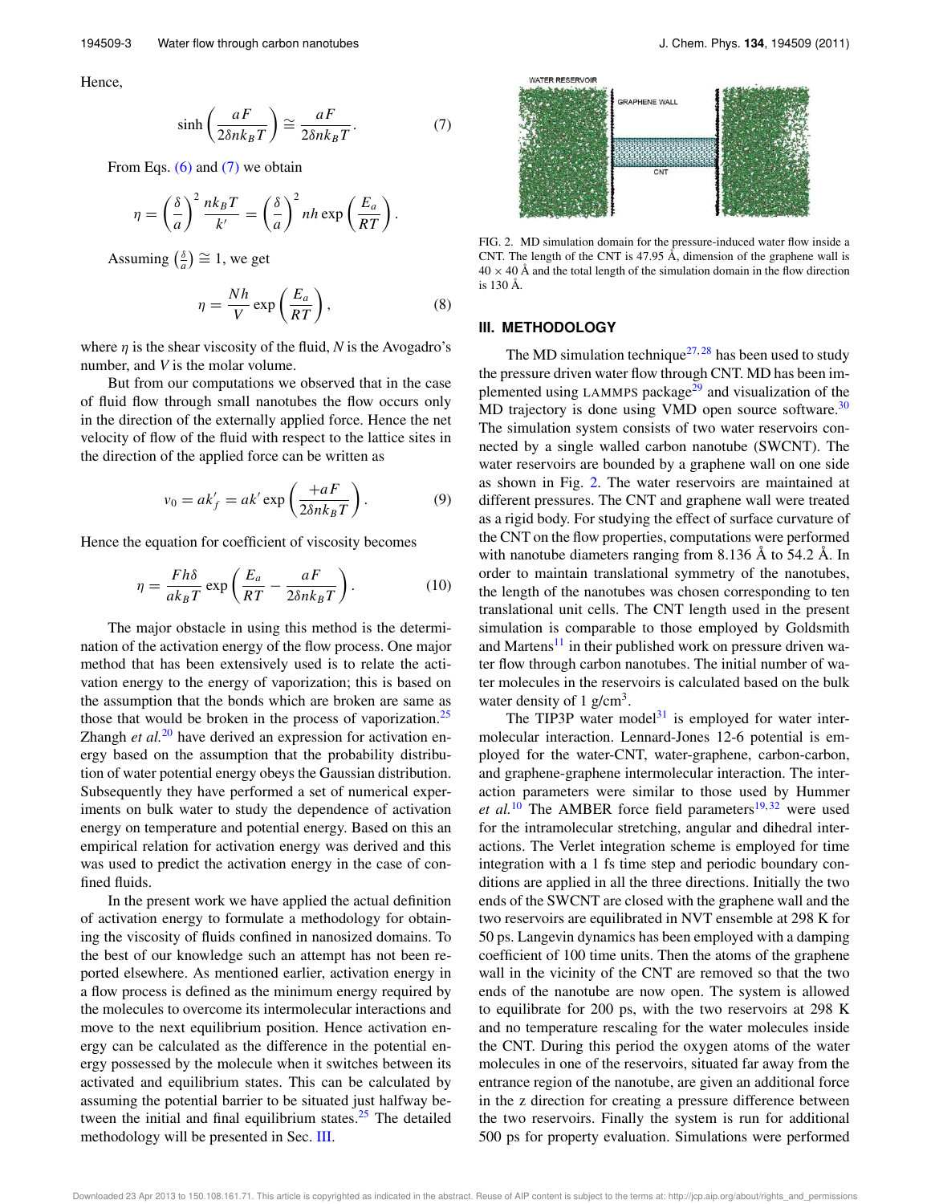Hence,

$$\sinh\left(\frac{aF}{2\delta nk_BT}\right) \cong \frac{aF}{2\delta nk_BT}. \tag{7}$$

From Eqs. (6) and (7) we obtain

$$\eta = \left(\frac{\delta}{a}\right)^2 \frac{nk_BT}{k'} = \left(\frac{\delta}{a}\right)^2 nh\exp\left(\frac{E_a}{RT}\right).$$

Assuming $\left(\frac{\delta}{a}\right) \cong 1$, we get

$$\eta = \frac{Nh}{V}\exp\left(\frac{E_a}{RT}\right), \tag{8}$$

where $\eta$ is the shear viscosity of the fluid, $N$ is the Avogadro's number, and $V$ is the molar volume.

But from our computations we observed that in the case of fluid flow through small nanotubes the flow occurs only in the direction of the externally applied force. Hence the net velocity of flow of the fluid with respect to the lattice sites in the direction of the applied force can be written as

$$v_0 = ak'_f = ak'\exp\left(\frac{+aF}{2\delta nk_BT}\right). \tag{9}$$

Hence the equation for coefficient of viscosity becomes

$$\eta = \frac{Fh\delta}{ak_BT}\exp\left(\frac{E_a}{RT} - \frac{aF}{2\delta nk_BT}\right). \tag{10}$$

The major obstacle in using this method is the determination of the activation energy of the flow process. One major method that has been extensively used is to relate the activation energy to the energy of vaporization; this is based on the assumption that the bonds which are broken are same as those that would be broken in the process of vaporization.[25] Zhangh *et al.*[20] have derived an expression for activation energy based on the assumption that the probability distribution of water potential energy obeys the Gaussian distribution. Subsequently they have performed a set of numerical experiments on bulk water to study the dependence of activation energy on temperature and potential energy. Based on this an empirical relation for activation energy was derived and this was used to predict the activation energy in the case of confined fluids.

In the present work we have applied the actual definition of activation energy to formulate a methodology for obtaining the viscosity of fluids confined in nanosized domains. To the best of our knowledge such an attempt has not been reported elsewhere. As mentioned earlier, activation energy in a flow process is defined as the minimum energy required by the molecules to overcome its intermolecular interactions and move to the next equilibrium position. Hence activation energy can be calculated as the difference in the potential energy possessed by the molecule when it switches between its activated and equilibrium states. This can be calculated by assuming the potential barrier to be situated just halfway between the initial and final equilibrium states.[25] The detailed methodology will be presented in Sec. III.

FIG. 2. MD simulation domain for the pressure-induced water flow inside a CNT. The length of the CNT is 47.95 Å, dimension of the graphene wall is $40 \times 40$ Å and the total length of the simulation domain in the flow direction is 130 Å.

## III. METHODOLOGY

The MD simulation technique[27,28] has been used to study the pressure driven water flow through CNT. MD has been implemented using LAMMPS package[29] and visualization of the MD trajectory is done using VMD open source software.[30] The simulation system consists of two water reservoirs connected by a single walled carbon nanotube (SWCNT). The water reservoirs are bounded by a graphene wall on one side as shown in Fig. 2. The water reservoirs are maintained at different pressures. The CNT and graphene wall were treated as a rigid body. For studying the effect of surface curvature of the CNT on the flow properties, computations were performed with nanotube diameters ranging from 8.136 Å to 54.2 Å. In order to maintain translational symmetry of the nanotubes, the length of the nanotubes was chosen corresponding to ten translational unit cells. The CNT length used in the present simulation is comparable to those employed by Goldsmith and Martens[11] in their published work on pressure driven water flow through carbon nanotubes. The initial number of water molecules in the reservoirs is calculated based on the bulk water density of 1 g/cm$^3$.

The TIP3P water model[31] is employed for water intermolecular interaction. Lennard-Jones 12-6 potential is employed for the water-CNT, water-graphene, carbon-carbon, and graphene-graphene intermolecular interaction. The interaction parameters were similar to those used by Hummer *et al.*[10] The AMBER force field parameters[19,32] were used for the intramolecular stretching, angular and dihedral interactions. The Verlet integration scheme is employed for time integration with a 1 fs time step and periodic boundary conditions are applied in all the three directions. Initially the two ends of the SWCNT are closed with the graphene wall and the two reservoirs are equilibrated in NVT ensemble at 298 K for 50 ps. Langevin dynamics has been employed with a damping coefficient of 100 time units. Then the atoms of the graphene wall in the vicinity of the CNT are removed so that the two ends of the nanotube are now open. The system is allowed to equilibrate for 200 ps, with the two reservoirs at 298 K and no temperature rescaling for the water molecules inside the CNT. During this period the oxygen atoms of the water molecules in one of the reservoirs, situated far away from the entrance region of the nanotube, are given an additional force in the z direction for creating a pressure difference between the two reservoirs. Finally the system is run for additional 500 ps for property evaluation. Simulations were performed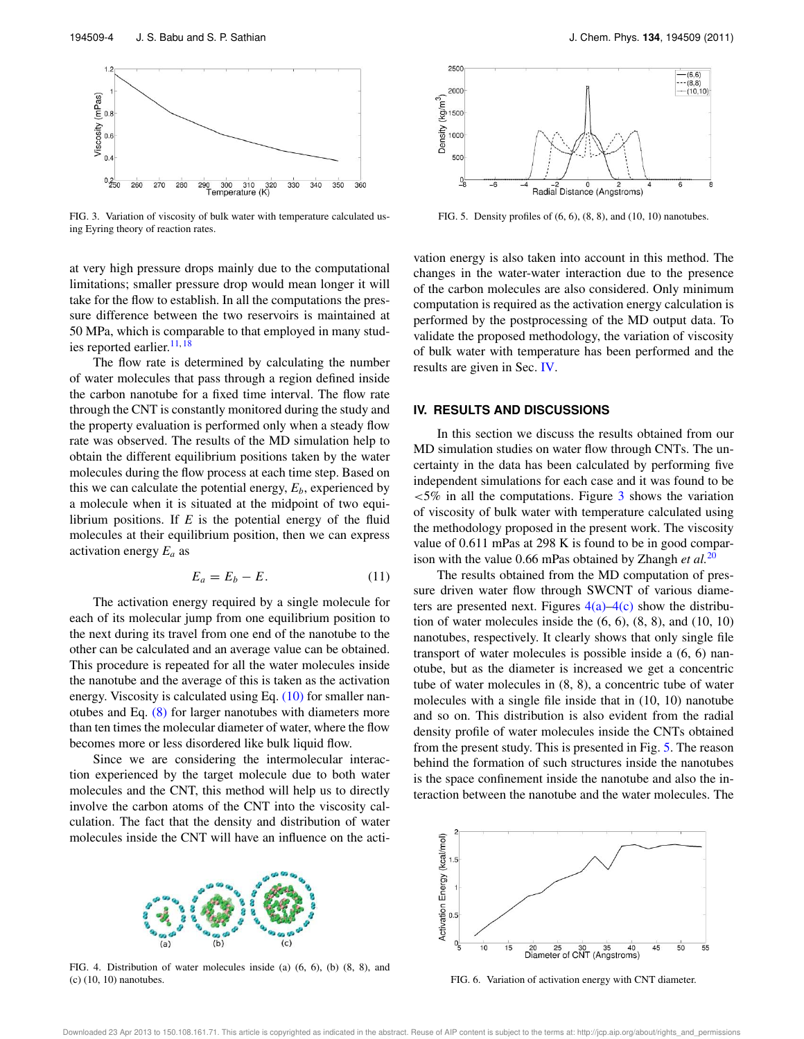FIG. 3. Variation of viscosity of bulk water with temperature calculated using Eyring theory of reaction rates.

at very high pressure drops mainly due to the computational limitations; smaller pressure drop would mean longer it will take for the flow to establish. In all the computations the pressure difference between the two reservoirs is maintained at 50 MPa, which is comparable to that employed in many studies reported earlier.[11,18]

The flow rate is determined by calculating the number of water molecules that pass through a region defined inside the carbon nanotube for a fixed time interval. The flow rate through the CNT is constantly monitored during the study and the property evaluation is performed only when a steady flow rate was observed. The results of the MD simulation help to obtain the different equilibrium positions taken by the water molecules during the flow process at each time step. Based on this we can calculate the potential energy, $E_b$, experienced by a molecule when it is situated at the midpoint of two equilibrium positions. If $E$ is the potential energy of the fluid molecules at their equilibrium position, then we can express activation energy $E_a$ as

$$E_a = E_b - E. \tag{11}$$

The activation energy required by a single molecule for each of its molecular jump from one equilibrium position to the next during its travel from one end of the nanotube to the other can be calculated and an average value can be obtained. This procedure is repeated for all the water molecules inside the nanotube and the average of this is taken as the activation energy. Viscosity is calculated using Eq. (10) for smaller nanotubes and Eq. (8) for larger nanotubes with diameters more than ten times the molecular diameter of water, where the flow becomes more or less disordered like bulk liquid flow.

Since we are considering the intermolecular interaction experienced by the target molecule due to both water molecules and the CNT, this method will help us to directly involve the carbon atoms of the CNT into the viscosity calculation. The fact that the density and distribution of water molecules inside the CNT will have an influence on the activation energy is also taken into account in this method. The changes in the water-water interaction due to the presence of the carbon molecules are also considered. Only minimum computation is required as the activation energy calculation is performed by the postprocessing of the MD output data. To validate the proposed methodology, the variation of viscosity of bulk water with temperature has been performed and the results are given in Sec. IV.

FIG. 4. Distribution of water molecules inside (a) (6, 6), (b) (8, 8), and (c) (10, 10) nanotubes.

FIG. 5. Density profiles of (6, 6), (8, 8), and (10, 10) nanotubes.

## IV. RESULTS AND DISCUSSIONS

In this section we discuss the results obtained from our MD simulation studies on water flow through CNTs. The uncertainty in the data has been calculated by performing five independent simulations for each case and it was found to be $<5\%$ in all the computations. Figure 3 shows the variation of viscosity of bulk water with temperature calculated using the methodology proposed in the present work. The viscosity value of 0.611 mPas at 298 K is found to be in good comparison with the value 0.66 mPas obtained by Zhangh *et al.*[20]

The results obtained from the MD computation of pressure driven water flow through SWCNT of various diameters are presented next. Figures 4(a)–4(c) show the distribution of water molecules inside the (6, 6), (8, 8), and (10, 10) nanotubes, respectively. It clearly shows that only single file transport of water molecules is possible inside a (6, 6) nanotube, but as the diameter is increased we get a concentric tube of water molecules in (8, 8), a concentric tube of water molecules with a single file inside that in (10, 10) nanotube and so on. This distribution is also evident from the radial density profile of water molecules inside the CNTs obtained from the present study. This is presented in Fig. 5. The reason behind the formation of such structures inside the nanotubes is the space confinement inside the nanotube and also the interaction between the nanotube and the water molecules. The

FIG. 6. Variation of activation energy with CNT diameter.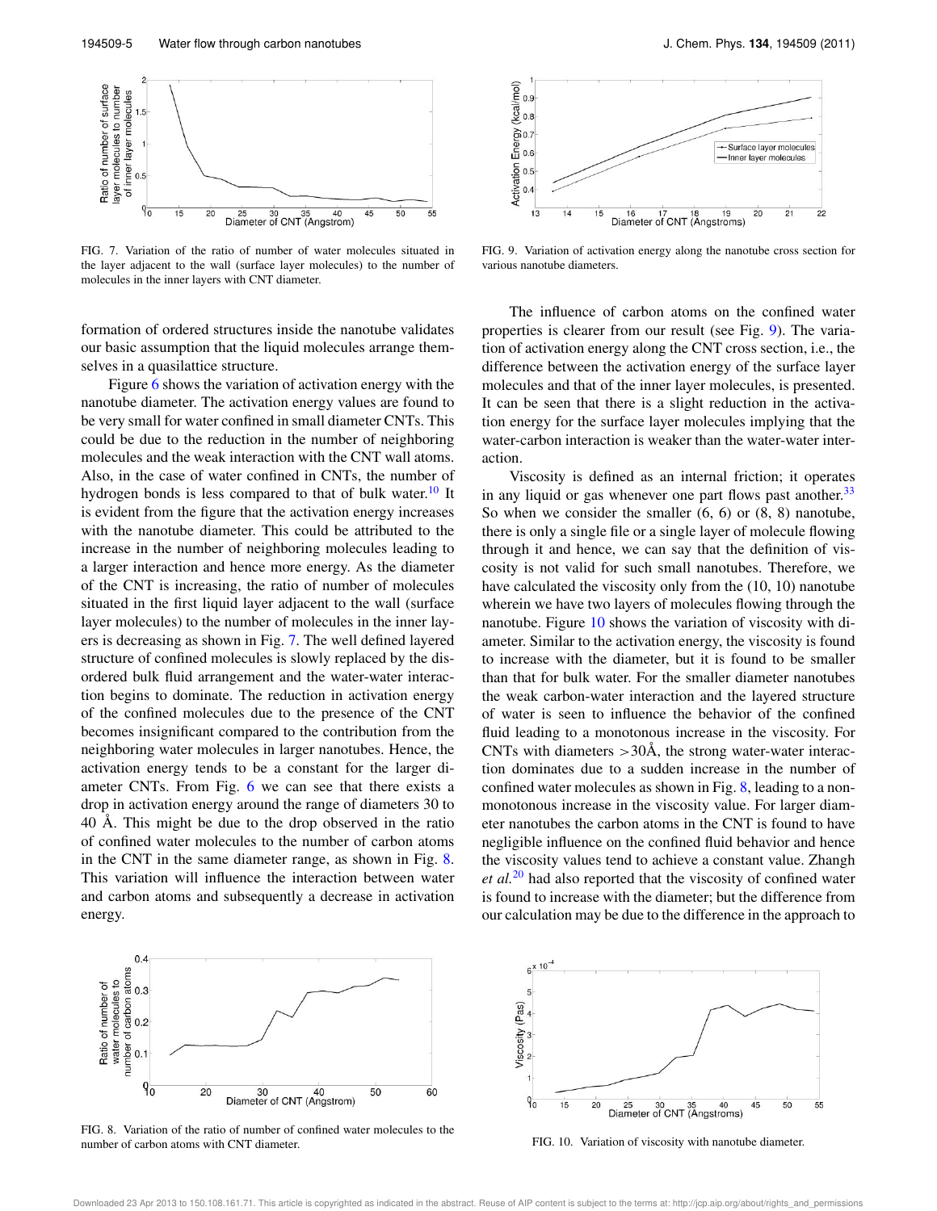FIG. 7. Variation of the ratio of number of water molecules situated in the layer adjacent to the wall (surface layer molecules) to the number of molecules in the inner layers with CNT diameter.

formation of ordered structures inside the nanotube validates our basic assumption that the liquid molecules arrange themselves in a quasilattice structure.

Figure 6 shows the variation of activation energy with the nanotube diameter. The activation energy values are found to be very small for water confined in small diameter CNTs. This could be due to the reduction in the number of neighboring molecules and the weak interaction with the CNT wall atoms. Also, in the case of water confined in CNTs, the number of hydrogen bonds is less compared to that of bulk water.[10] It is evident from the figure that the activation energy increases with the nanotube diameter. This could be attributed to the increase in the number of neighboring molecules leading to a larger interaction and hence more energy. As the diameter of the CNT is increasing, the ratio of number of molecules situated in the first liquid layer adjacent to the wall (surface layer molecules) to the number of molecules in the inner layers is decreasing as shown in Fig. 7. The well defined layered structure of confined molecules is slowly replaced by the disordered bulk fluid arrangement and the water-water interaction begins to dominate. The reduction in activation energy of the confined molecules due to the presence of the CNT becomes insignificant compared to the contribution from the neighboring water molecules in larger nanotubes. Hence, the activation energy tends to be a constant for the larger diameter CNTs. From Fig. 6 we can see that there exists a drop in activation energy around the range of diameters 30 to 40 Å. This might be due to the drop observed in the ratio of confined water molecules to the number of carbon atoms in the CNT in the same diameter range, as shown in Fig. 8. This variation will influence the interaction between water and carbon atoms and subsequently a decrease in activation energy.

FIG. 8. Variation of the ratio of number of confined water molecules to the number of carbon atoms with CNT diameter.

FIG. 9. Variation of activation energy along the nanotube cross section for various nanotube diameters.

The influence of carbon atoms on the confined water properties is clearer from our result (see Fig. 9). The variation of activation energy along the CNT cross section, i.e., the difference between the activation energy of the surface layer molecules and that of the inner layer molecules, is presented. It can be seen that there is a slight reduction in the activation energy for the surface layer molecules implying that the water-carbon interaction is weaker than the water-water interaction.

Viscosity is defined as an internal friction; it operates in any liquid or gas whenever one part flows past another.[33] So when we consider the smaller (6, 6) or (8, 8) nanotube, there is only a single file or a single layer of molecule flowing through it and hence, we can say that the definition of viscosity is not valid for such small nanotubes. Therefore, we have calculated the viscosity only from the (10, 10) nanotube wherein we have two layers of molecules flowing through the nanotube. Figure 10 shows the variation of viscosity with diameter. Similar to the activation energy, the viscosity is found to increase with the diameter, but it is found to be smaller than that for bulk water. For the smaller diameter nanotubes the weak carbon-water interaction and the layered structure of water is seen to influence the behavior of the confined fluid leading to a monotonous increase in the viscosity. For CNTs with diameters >30Å, the strong water-water interaction dominates due to a sudden increase in the number of confined water molecules as shown in Fig. 8, leading to a non-monotonous increase in the viscosity value. For larger diameter nanotubes the carbon atoms in the CNT is found to have negligible influence on the confined fluid behavior and hence the viscosity values tend to achieve a constant value. Zhangh *et al.*[20] had also reported that the viscosity of confined water is found to increase with the diameter; but the difference from our calculation may be due to the difference in the approach to

FIG. 10. Variation of viscosity with nanotube diameter.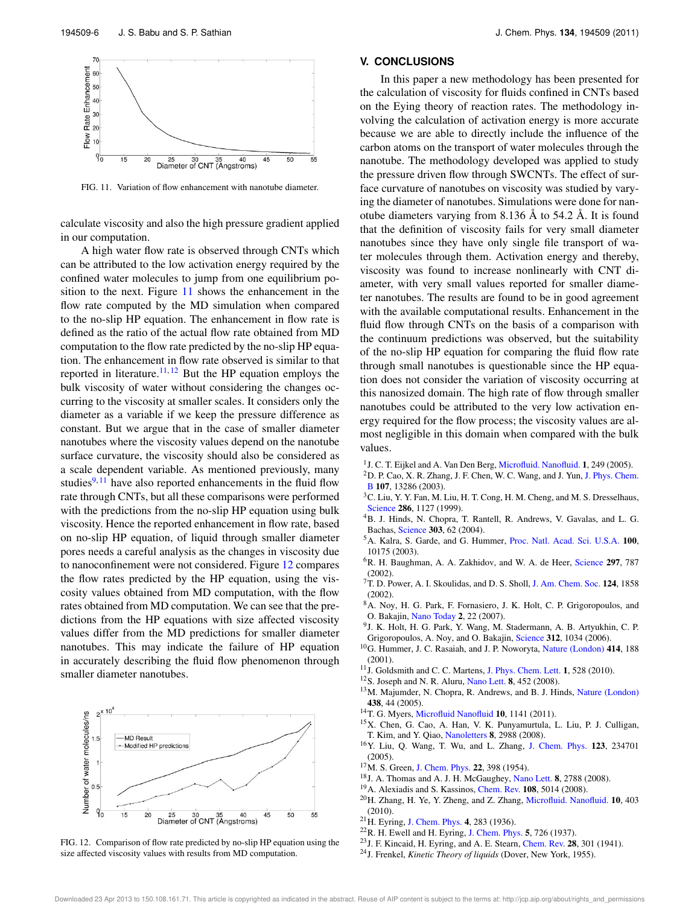Flow Rate Enhancement

70
60
50
40
30
20
10
0
10 15 20 25 30 35 40 45 50 55

Diameter of CNT (Angstroms)

FIG. 11. Variation of flow enhancement with nanotube diameter.

calculate viscosity and also the high pressure gradient applied in our computation.

A high water flow rate is observed through CNTs which can be attributed to the low activation energy required by the confined water molecules to jump from one equilibrium position to the next. Figure 11 shows the enhancement in the flow rate computed by the MD simulation when compared to the no-slip HP equation. The enhancement in flow rate is defined as the ratio of the actual flow rate obtained from MD computation to the flow rate predicted by the no-slip HP equation. The enhancement in flow rate observed is similar to that reported in literature.[11,12] But the HP equation employs the bulk viscosity of water without considering the changes occurring to the viscosity at smaller scales. It considers only the diameter as a variable if we keep the pressure difference as constant. But we argue that in the case of smaller diameter nanotubes where the viscosity values depend on the nanotube surface curvature, the viscosity should also be considered as a scale dependent variable. As mentioned previously, many studies[9,11] have also reported enhancements in the fluid flow rate through CNTs, but all these comparisons were performed with the predictions from the no-slip HP equation using bulk viscosity. Hence the reported enhancement in flow rate, based on no-slip HP equation, of liquid through smaller diameter pores needs a careful analysis as the changes in viscosity due to nanoconfinement were not considered. Figure 12 compares the flow rates predicted by the HP equation, using the viscosity values obtained from MD computation, with the flow rates obtained from MD computation. We can see that the predictions from the HP equations with size affected viscosity values differ from the MD predictions for smaller diameter nanotubes. This may indicate the failure of HP equation in accurately describing the fluid flow phenomenon through smaller diameter nanotubes.

Number of water molecules/ns

2 x 10^4
1.5
1
0.5
0
10 15 20 25 30 35 40 45 50 55

Diameter of CNT (Angstroms)

MD Result
Modified HP predictions

FIG. 12. Comparison of flow rate predicted by no-slip HP equation using the size affected viscosity values with results from MD computation.

## V. CONCLUSIONS

In this paper a new methodology has been presented for the calculation of viscosity for fluids confined in CNTs based on the Eying theory of reaction rates. The methodology involving the calculation of activation energy is more accurate because we are able to directly include the influence of the carbon atoms on the transport of water molecules through the nanotube. The methodology developed was applied to study the pressure driven flow through SWCNTs. The effect of surface curvature of nanotubes on viscosity was studied by varying the diameter of nanotubes. Simulations were done for nanotube diameters varying from 8.136 Å to 54.2 Å. It is found that the definition of viscosity fails for very small diameter nanotubes since they have only single file transport of water molecules through them. Activation energy and thereby, viscosity was found to increase nonlinearly with CNT diameter, with very small values reported for smaller diameter nanotubes. The results are found to be in good agreement with the available computational results. Enhancement in the fluid flow through CNTs on the basis of a comparison with the continuum predictions was observed, but the suitability of the no-slip HP equation for comparing the fluid flow rate through small nanotubes is questionable since the HP equation does not consider the variation of viscosity occurring at this nanosized domain. The high rate of flow through smaller nanotubes could be attributed to the very low activation energy required for the flow process; the viscosity values are almost negligible in this domain when compared with the bulk values.

[1] J. C. T. Eijkel and A. Van Den Berg, Microfluid. Nanofluid. **1**, 249 (2005).
[2] D. P. Cao, X. R. Zhang, J. F. Chen, W. C. Wang, and J. Yun, J. Phys. Chem. B **107**, 13286 (2003).
[3] C. Liu, Y. Y. Fan, M. Liu, H. T. Cong, H. M. Cheng, and M. S. Dresselhaus, Science **286**, 1127 (1999).
[4] B. J. Hinds, N. Chopra, T. Rantell, R. Andrews, V. Gavalas, and L. G. Bachas, Science **303**, 62 (2004).
[5] A. Kalra, S. Garde, and G. Hummer, Proc. Natl. Acad. Sci. U.S.A. **100**, 10175 (2003).
[6] R. H. Baughman, A. A. Zakhidov, and W. A. de Heer, Science **297**, 787 (2002).
[7] T. D. Power, A. I. Skoulidas, and D. S. Sholl, J. Am. Chem. Soc. **124**, 1858 (2002).
[8] A. Noy, H. G. Park, F. Fornasiero, J. K. Holt, C. P. Grigoropoulos, and O. Bakajin, Nano Today **2**, 22 (2007).
[9] J. K. Holt, H. G. Park, Y. Wang, M. Stadermann, A. B. Artyukhin, C. P. Grigoropoulos, A. Noy, and O. Bakajin, Science **312**, 1034 (2006).
[10] G. Hummer, J. C. Rasaiah, and J. P. Noworyta, Nature (London) **414**, 188 (2001).
[11] J. Goldsmith and C. C. Martens, J. Phys. Chem. Lett. **1**, 528 (2010).
[12] S. Joseph and N. R. Aluru, Nano Lett. **8**, 452 (2008).
[13] M. Majumder, N. Chopra, R. Andrews, and B. J. Hinds, Nature (London) **438**, 44 (2005).
[14] T. G. Myers, Microfluid Nanofluid **10**, 1141 (2011).
[15] X. Chen, G. Cao, A. Han, V. K. Punyamurtula, L. Liu, P. J. Culligan, T. Kim, and Y. Qiao, Nanoletters **8**, 2988 (2008).
[16] Y. Liu, Q. Wang, T. Wu, and L. Zhang, J. Chem. Phys. **123**, 234701 (2005).
[17] M. S. Green, J. Chem. Phys. **22**, 398 (1954).
[18] J. A. Thomas and A. J. H. McGaughey, Nano Lett. **8**, 2788 (2008).
[19] A. Alexiadis and S. Kassinos, Chem. Rev. **108**, 5014 (2008).
[20] H. Zhang, H. Ye, Y. Zheng, and Z. Zhang, Microfluid. Nanofluid. **10**, 403 (2010).
[21] H. Eyring, J. Chem. Phys. **4**, 283 (1936).
[22] R. H. Ewell and H. Eyring, J. Chem. Phys. **5**, 726 (1937).
[23] J. F. Kincaid, H. Eyring, and A. E. Stearn, Chem. Rev. **28**, 301 (1941).
[24] J. Frenkel, *Kinetic Theory of liquids* (Dover, New York, 1955).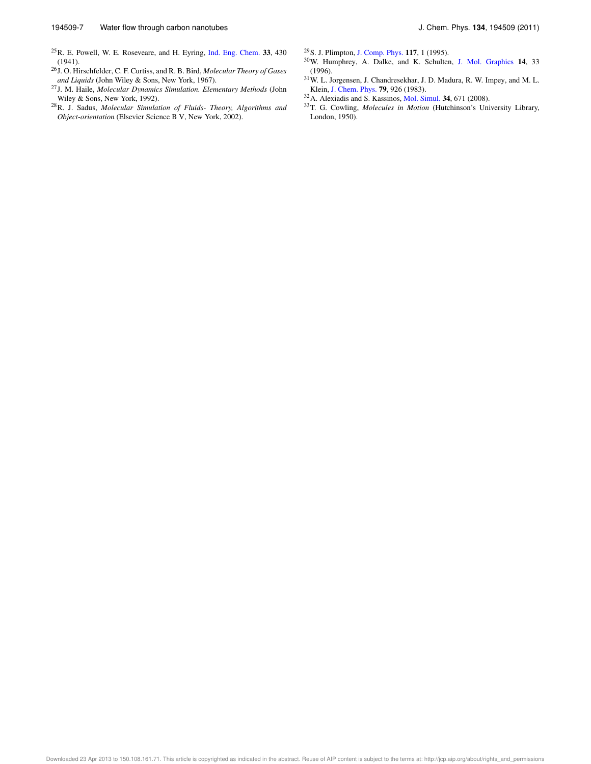[25] R. E. Powell, W. E. Roseveare, and H. Eyring, Ind. Eng. Chem. **33**, 430 (1941).

[26] J. O. Hirschfelder, C. F. Curtiss, and R. B. Bird, *Molecular Theory of Gases and Liquids* (John Wiley & Sons, New York, 1967).

[27] J. M. Haile, *Molecular Dynamics Simulation. Elementary Methods* (John Wiley & Sons, New York, 1992).

[28] R. J. Sadus, *Molecular Simulation of Fluids- Theory, Algorithms and Object-orientation* (Elsevier Science B V, New York, 2002).

[29] S. J. Plimpton, J. Comp. Phys. **117**, 1 (1995).

[30] W. Humphrey, A. Dalke, and K. Schulten, J. Mol. Graphics **14**, 33 (1996).

[31] W. L. Jorgensen, J. Chandresekhar, J. D. Madura, R. W. Impey, and M. L. Klein, J. Chem. Phys. **79**, 926 (1983).

[32] A. Alexiadis and S. Kassinos, Mol. Simul. **34**, 671 (2008).

[33] T. G. Cowling, *Molecules in Motion* (Hutchinson's University Library, London, 1950).